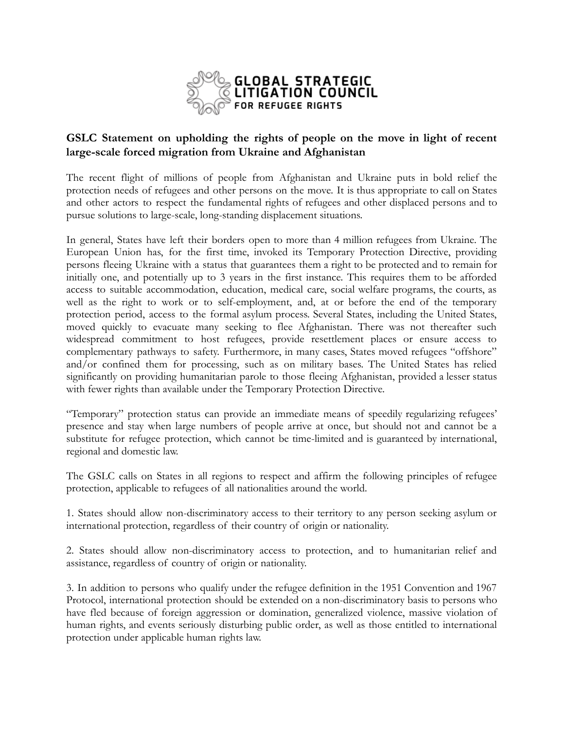GLOBAL STRATEGIC LITIGATION COUNCIL FOR REFUGEE RIGHTS

**GSLC Statement on upholding the rights of people on the move in light of recent large-scale forced migration from Ukraine and Afghanistan**

The recent flight of millions of people from Afghanistan and Ukraine puts in bold relief the protection needs of refugees and other persons on the move. It is thus appropriate to call on States and other actors to respect the fundamental rights of refugees and other displaced persons and to pursue solutions to large-scale, long-standing displacement situations.

In general, States have left their borders open to more than 4 million refugees from Ukraine. The European Union has, for the first time, invoked its Temporary Protection Directive, providing persons fleeing Ukraine with a status that guarantees them a right to be protected and to remain for initially one, and potentially up to 3 years in the first instance. This requires them to be afforded access to suitable accommodation, education, medical care, social welfare programs, the courts, as well as the right to work or to self-employment, and, at or before the end of the temporary protection period, access to the formal asylum process. Several States, including the United States, moved quickly to evacuate many seeking to flee Afghanistan. There was not thereafter such widespread commitment to host refugees, provide resettlement places or ensure access to complementary pathways to safety. Furthermore, in many cases, States moved refugees "offshore" and/or confined them for processing, such as on military bases. The United States has relied significantly on providing humanitarian parole to those fleeing Afghanistan, provided a lesser status with fewer rights than available under the Temporary Protection Directive.

"Temporary" protection status can provide an immediate means of speedily regularizing refugees' presence and stay when large numbers of people arrive at once, but should not and cannot be a substitute for refugee protection, which cannot be time-limited and is guaranteed by international, regional and domestic law.

The GSLC calls on States in all regions to respect and affirm the following principles of refugee protection, applicable to refugees of all nationalities around the world.

1. States should allow non-discriminatory access to their territory to any person seeking asylum or international protection, regardless of their country of origin or nationality.

2. States should allow non-discriminatory access to protection, and to humanitarian relief and assistance, regardless of country of origin or nationality.

3. In addition to persons who qualify under the refugee definition in the 1951 Convention and 1967 Protocol, international protection should be extended on a non-discriminatory basis to persons who have fled because of foreign aggression or domination, generalized violence, massive violation of human rights, and events seriously disturbing public order, as well as those entitled to international protection under applicable human rights law.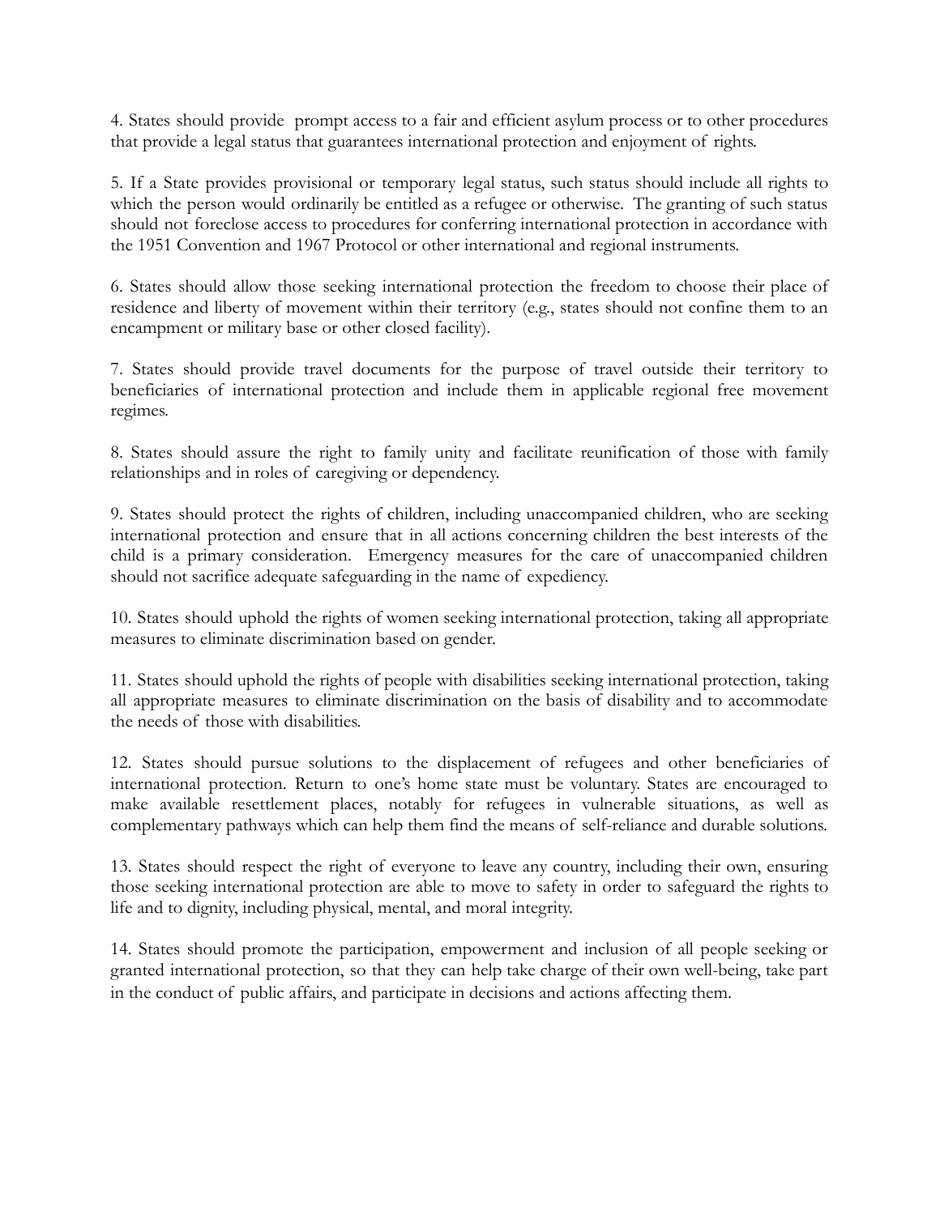4. States should provide prompt access to a fair and efficient asylum process or to other procedures that provide a legal status that guarantees international protection and enjoyment of rights.

5. If a State provides provisional or temporary legal status, such status should include all rights to which the person would ordinarily be entitled as a refugee or otherwise. The granting of such status should not foreclose access to procedures for conferring international protection in accordance with the 1951 Convention and 1967 Protocol or other international and regional instruments.

6. States should allow those seeking international protection the freedom to choose their place of residence and liberty of movement within their territory (e.g., states should not confine them to an encampment or military base or other closed facility).

7. States should provide travel documents for the purpose of travel outside their territory to beneficiaries of international protection and include them in applicable regional free movement regimes.

8. States should assure the right to family unity and facilitate reunification of those with family relationships and in roles of caregiving or dependency.

9. States should protect the rights of children, including unaccompanied children, who are seeking international protection and ensure that in all actions concerning children the best interests of the child is a primary consideration. Emergency measures for the care of unaccompanied children should not sacrifice adequate safeguarding in the name of expediency.

10. States should uphold the rights of women seeking international protection, taking all appropriate measures to eliminate discrimination based on gender.

11. States should uphold the rights of people with disabilities seeking international protection, taking all appropriate measures to eliminate discrimination on the basis of disability and to accommodate the needs of those with disabilities.

12. States should pursue solutions to the displacement of refugees and other beneficiaries of international protection. Return to one's home state must be voluntary. States are encouraged to make available resettlement places, notably for refugees in vulnerable situations, as well as complementary pathways which can help them find the means of self-reliance and durable solutions.

13. States should respect the right of everyone to leave any country, including their own, ensuring those seeking international protection are able to move to safety in order to safeguard the rights to life and to dignity, including physical, mental, and moral integrity.

14. States should promote the participation, empowerment and inclusion of all people seeking or granted international protection, so that they can help take charge of their own well-being, take part in the conduct of public affairs, and participate in decisions and actions affecting them.